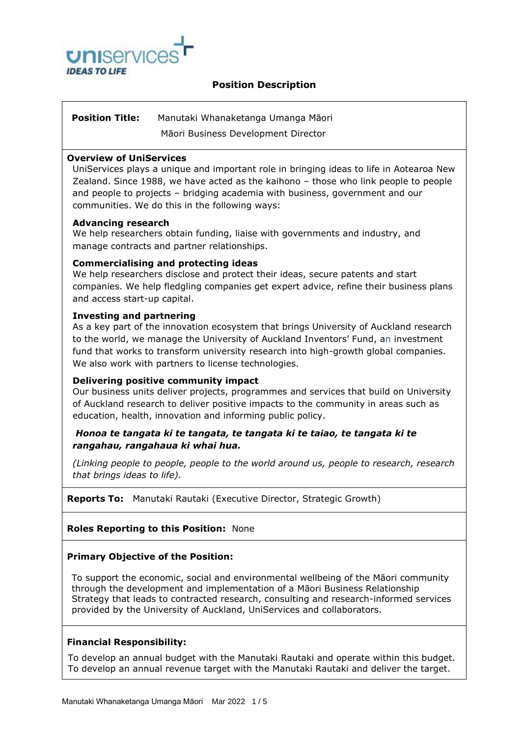# Position Description

**Position Title:** Manutaki Whanaketanga Umanga Māori
Māori Business Development Director

## Overview of UniServices

UniServices plays a unique and important role in bringing ideas to life in Aotearoa New Zealand. Since 1988, we have acted as the kaihono – those who link people to people and people to projects – bridging academia with business, government and our communities. We do this in the following ways:

### Advancing research

We help researchers obtain funding, liaise with governments and industry, and manage contracts and partner relationships.

### Commercialising and protecting ideas

We help researchers disclose and protect their ideas, secure patents and start companies. We help fledgling companies get expert advice, refine their business plans and access start-up capital.

### Investing and partnering

As a key part of the innovation ecosystem that brings University of Auckland research to the world, we manage the University of Auckland Inventors' Fund, an investment fund that works to transform university research into high-growth global companies. We also work with partners to license technologies.

### Delivering positive community impact

Our business units deliver projects, programmes and services that build on University of Auckland research to deliver positive impacts to the community in areas such as education, health, innovation and informing public policy.

***Honoa te tangata ki te tangata, te tangata ki te taiao, te tangata ki te rangahau, rangahaua ki whai hua.***

*(Linking people to people, people to the world around us, people to research, research that brings ideas to life).*

**Reports To:** Manutaki Rautaki (Executive Director, Strategic Growth)

**Roles Reporting to this Position:** None

**Primary Objective of the Position:**

To support the economic, social and environmental wellbeing of the Māori community through the development and implementation of a Māori Business Relationship Strategy that leads to contracted research, consulting and research-informed services provided by the University of Auckland, UniServices and collaborators.

**Financial Responsibility:**

To develop an annual budget with the Manutaki Rautaki and operate within this budget. To develop an annual revenue target with the Manutaki Rautaki and deliver the target.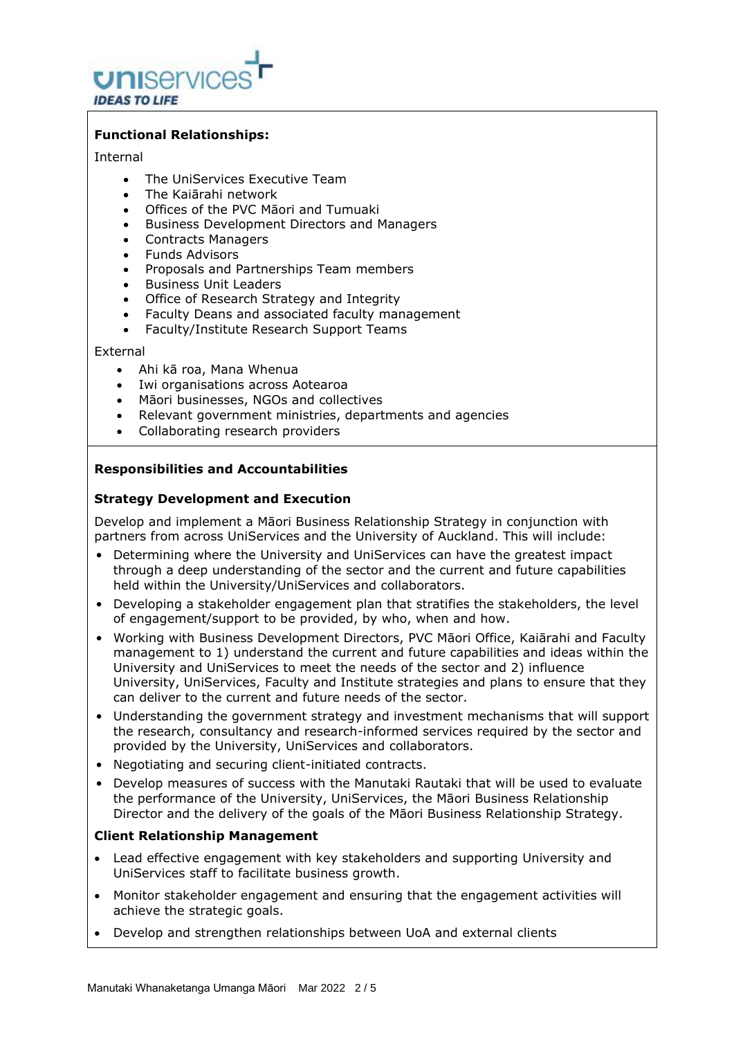**Functional Relationships:**

Internal

- The UniServices Executive Team
- The Kaiārahi network
- Offices of the PVC Māori and Tumuaki
- Business Development Directors and Managers
- Contracts Managers
- Funds Advisors
- Proposals and Partnerships Team members
- Business Unit Leaders
- Office of Research Strategy and Integrity
- Faculty Deans and associated faculty management
- Faculty/Institute Research Support Teams

External

- Ahi kā roa, Mana Whenua
- Iwi organisations across Aotearoa
- Māori businesses, NGOs and collectives
- Relevant government ministries, departments and agencies
- Collaborating research providers

**Responsibilities and Accountabilities**

**Strategy Development and Execution**

Develop and implement a Māori Business Relationship Strategy in conjunction with partners from across UniServices and the University of Auckland. This will include:

- Determining where the University and UniServices can have the greatest impact through a deep understanding of the sector and the current and future capabilities held within the University/UniServices and collaborators.
- Developing a stakeholder engagement plan that stratifies the stakeholders, the level of engagement/support to be provided, by who, when and how.
- Working with Business Development Directors, PVC Māori Office, Kaiārahi and Faculty management to 1) understand the current and future capabilities and ideas within the University and UniServices to meet the needs of the sector and 2) influence University, UniServices, Faculty and Institute strategies and plans to ensure that they can deliver to the current and future needs of the sector.
- Understanding the government strategy and investment mechanisms that will support the research, consultancy and research-informed services required by the sector and provided by the University, UniServices and collaborators.
- Negotiating and securing client-initiated contracts.
- Develop measures of success with the Manutaki Rautaki that will be used to evaluate the performance of the University, UniServices, the Māori Business Relationship Director and the delivery of the goals of the Māori Business Relationship Strategy.

**Client Relationship Management**

- Lead effective engagement with key stakeholders and supporting University and UniServices staff to facilitate business growth.
- Monitor stakeholder engagement and ensuring that the engagement activities will achieve the strategic goals.
- Develop and strengthen relationships between UoA and external clients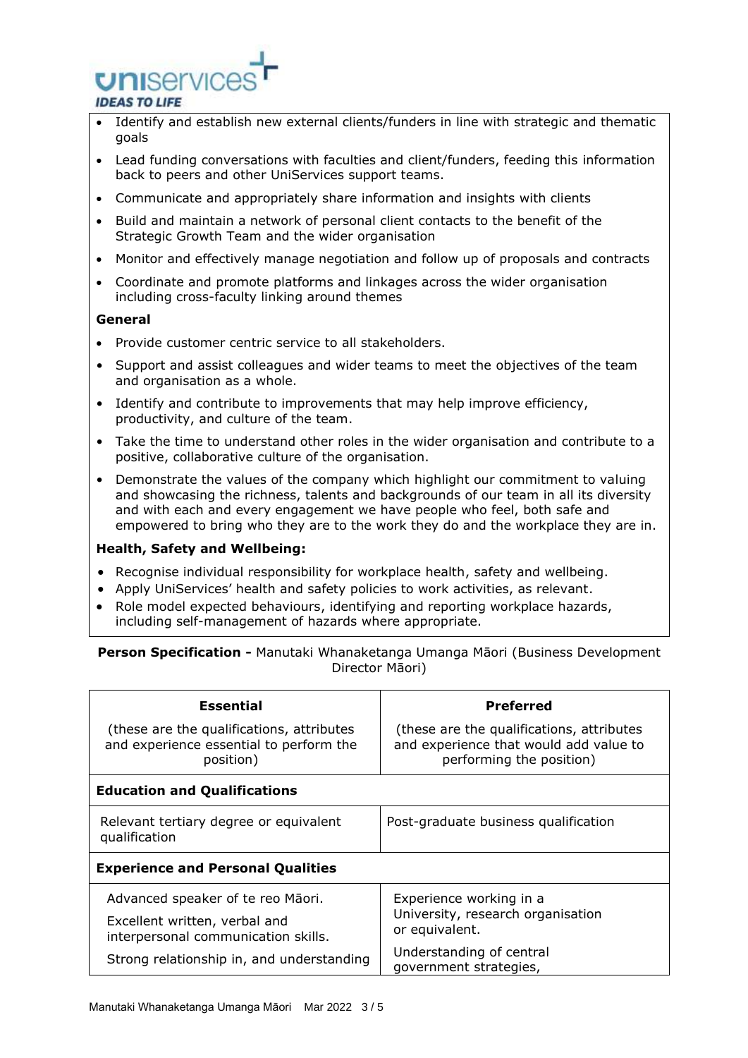- Identify and establish new external clients/funders in line with strategic and thematic goals
- Lead funding conversations with faculties and client/funders, feeding this information back to peers and other UniServices support teams.
- Communicate and appropriately share information and insights with clients
- Build and maintain a network of personal client contacts to the benefit of the Strategic Growth Team and the wider organisation
- Monitor and effectively manage negotiation and follow up of proposals and contracts
- Coordinate and promote platforms and linkages across the wider organisation including cross-faculty linking around themes

**General**

- Provide customer centric service to all stakeholders.
- Support and assist colleagues and wider teams to meet the objectives of the team and organisation as a whole.
- Identify and contribute to improvements that may help improve efficiency, productivity, and culture of the team.
- Take the time to understand other roles in the wider organisation and contribute to a positive, collaborative culture of the organisation.
- Demonstrate the values of the company which highlight our commitment to valuing and showcasing the richness, talents and backgrounds of our team in all its diversity and with each and every engagement we have people who feel, both safe and empowered to bring who they are to the work they do and the workplace they are in.

**Health, Safety and Wellbeing:**

- Recognise individual responsibility for workplace health, safety and wellbeing.
- Apply UniServices' health and safety policies to work activities, as relevant.
- Role model expected behaviours, identifying and reporting workplace hazards, including self-management of hazards where appropriate.

**Person Specification -** Manutaki Whanaketanga Umanga Māori (Business Development Director Māori)

| **Essential**<br>(these are the qualifications, attributes and experience essential to perform the position) | **Preferred**<br>(these are the qualifications, attributes and experience that would add value to performing the position) |
|---|---|
| **Education and Qualifications** | |
| Relevant tertiary degree or equivalent qualification | Post-graduate business qualification |
| **Experience and Personal Qualities** | |
| Advanced speaker of te reo Māori.<br>Excellent written, verbal and interpersonal communication skills.<br>Strong relationship in, and understanding | Experience working in a University, research organisation or equivalent.<br>Understanding of central government strategies, |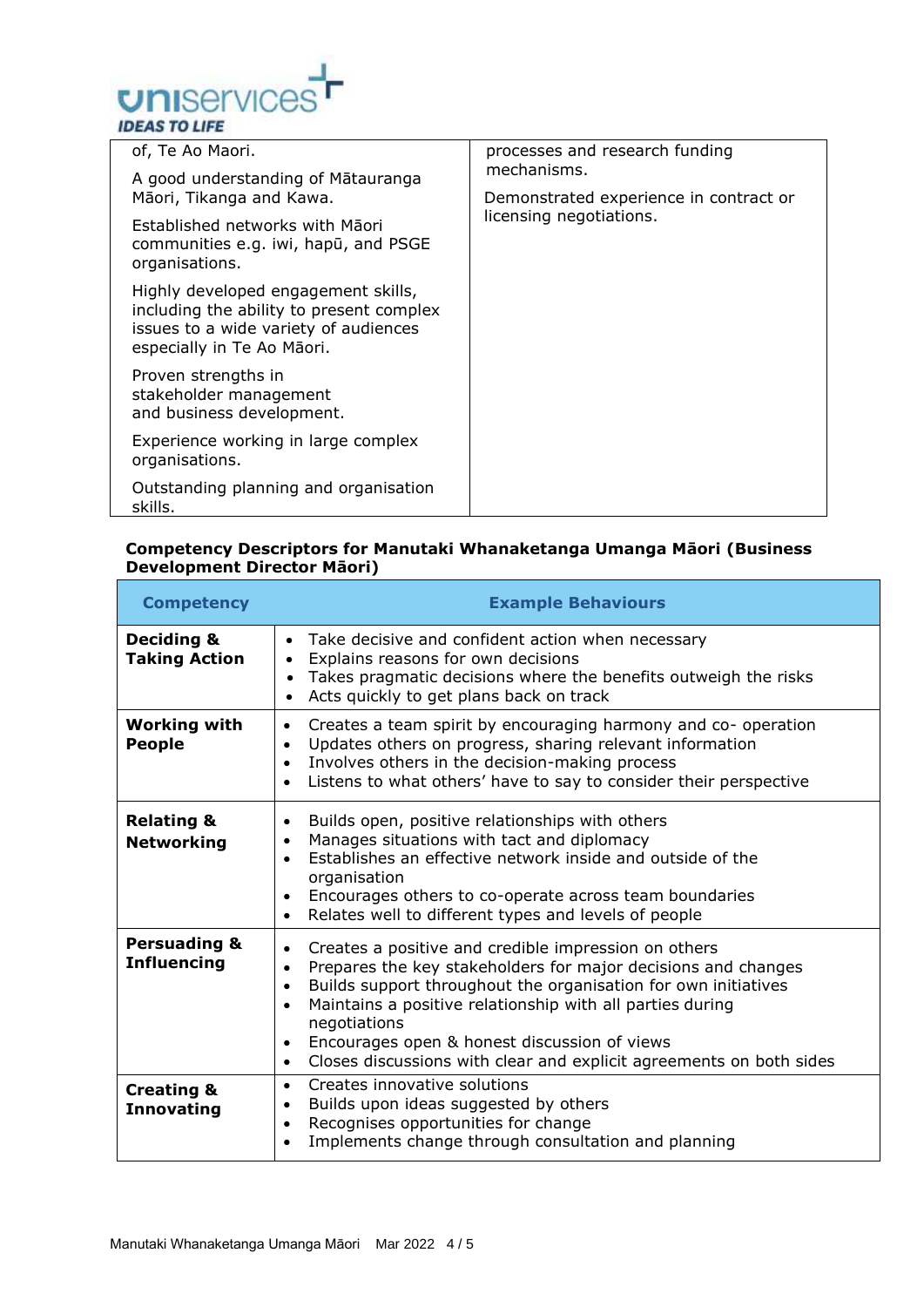| | |
|---|---|
| of, Te Ao Maori.<br><br>A good understanding of Mātauranga Māori, Tikanga and Kawa.<br><br>Established networks with Māori communities e.g. iwi, hapū, and PSGE organisations.<br><br>Highly developed engagement skills, including the ability to present complex issues to a wide variety of audiences especially in Te Ao Māori.<br><br>Proven strengths in stakeholder management and business development.<br><br>Experience working in large complex organisations.<br><br>Outstanding planning and organisation skills. | processes and research funding mechanisms.<br><br>Demonstrated experience in contract or licensing negotiations. |

**Competency Descriptors for Manutaki Whanaketanga Umanga Māori (Business Development Director Māori)**

| Competency | Example Behaviours |
|---|---|
| **Deciding & Taking Action** | • Take decisive and confident action when necessary<br>• Explains reasons for own decisions<br>• Takes pragmatic decisions where the benefits outweigh the risks<br>• Acts quickly to get plans back on track |
| **Working with People** | • Creates a team spirit by encouraging harmony and co- operation<br>• Updates others on progress, sharing relevant information<br>• Involves others in the decision-making process<br>• Listens to what others' have to say to consider their perspective |
| **Relating & Networking** | • Builds open, positive relationships with others<br>• Manages situations with tact and diplomacy<br>• Establishes an effective network inside and outside of the organisation<br>• Encourages others to co-operate across team boundaries<br>• Relates well to different types and levels of people |
| **Persuading & Influencing** | • Creates a positive and credible impression on others<br>• Prepares the key stakeholders for major decisions and changes<br>• Builds support throughout the organisation for own initiatives<br>• Maintains a positive relationship with all parties during negotiations<br>• Encourages open & honest discussion of views<br>• Closes discussions with clear and explicit agreements on both sides |
| **Creating & Innovating** | • Creates innovative solutions<br>• Builds upon ideas suggested by others<br>• Recognises opportunities for change<br>• Implements change through consultation and planning |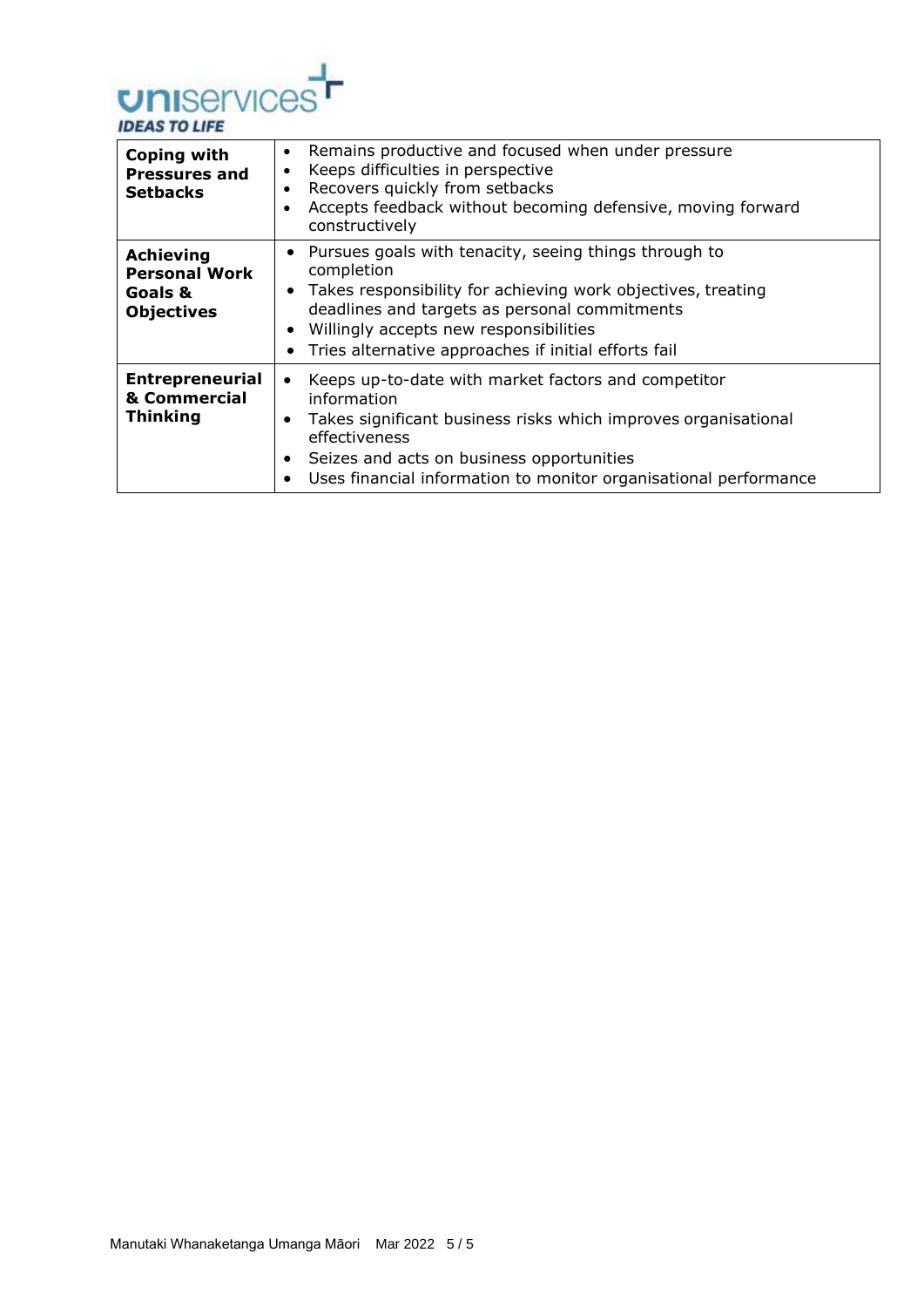| | |
|---|---|
| **Coping with Pressures and Setbacks** | • Remains productive and focused when under pressure<br>• Keeps difficulties in perspective<br>• Recovers quickly from setbacks<br>• Accepts feedback without becoming defensive, moving forward constructively |
| **Achieving Personal Work Goals & Objectives** | • Pursues goals with tenacity, seeing things through to completion<br>• Takes responsibility for achieving work objectives, treating deadlines and targets as personal commitments<br>• Willingly accepts new responsibilities<br>• Tries alternative approaches if initial efforts fail |
| **Entrepreneurial & Commercial Thinking** | • Keeps up-to-date with market factors and competitor information<br>• Takes significant business risks which improves organisational effectiveness<br>• Seizes and acts on business opportunities<br>• Uses financial information to monitor organisational performance |